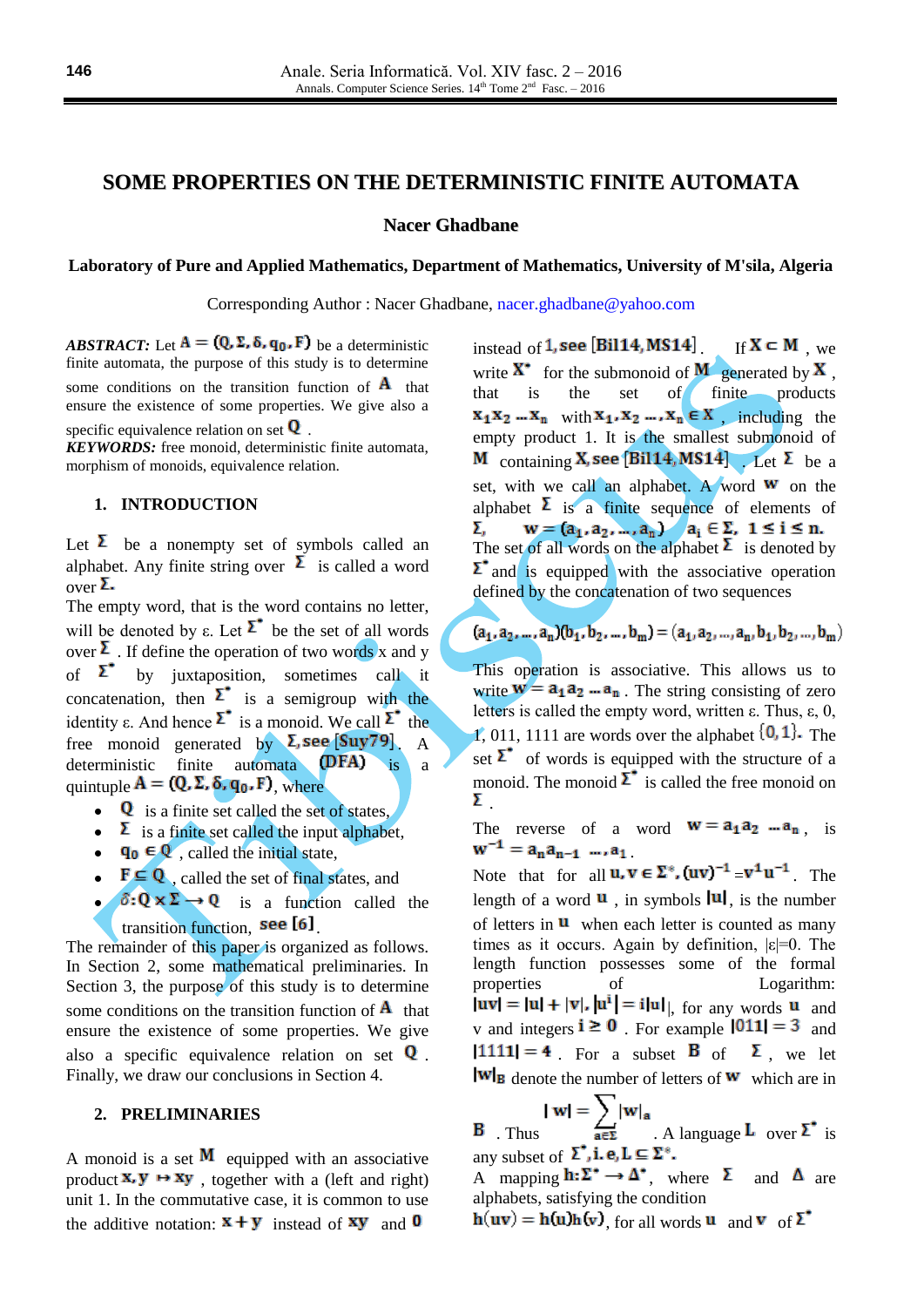# SOME PROPERTIES ON THE DETERMINISTIC FINITE AUTOMATA

**Nacer Ghadbane**

**Laboratory of Pure and Applied Mathematics, Department of Mathematics, University of M'sila, Algeria**

Corresponding Author : Nacer Ghadbane, nacer.ghadbane@yahoo.com

***ABSTRACT:*** Let $A = (Q, \Sigma, \delta, q_0, F)$ be a deterministic finite automata, the purpose of this study is to determine some conditions on the transition function of $A$ that ensure the existence of some properties. We give also a specific equivalence relation on set $Q$.

***KEYWORDS:*** free monoid, deterministic finite automata, morphism of monoids, equivalence relation.

## 1. INTRODUCTION

Let $\Sigma$ be a nonempty set of symbols called an alphabet. Any finite string over $\Sigma$ is called a word over $\Sigma$.

The empty word, that is the word contains no letter, will be denoted by ε. Let $\Sigma^*$ be the set of all words over $\Sigma$. If define the operation of two words x and y of $\Sigma^*$ by juxtaposition, sometimes call it concatenation, then $\Sigma^*$ is a semigroup with the identity ε. And hence $\Sigma^*$ is a monoid. We call $\Sigma^*$ the free monoid generated by $\Sigma$, see [Suy79]. A deterministic finite automata (DFA) is a quintuple $A = (Q, \Sigma, \delta, q_0, F)$, where

- $Q$ is a finite set called the set of states,
- $\Sigma$ is a finite set called the input alphabet,
- $q_0 \in Q$, called the initial state,
- $F \subseteq Q$, called the set of final states, and
- $\delta : Q \times \Sigma \to Q$ is a function called the transition function, see [6].

The remainder of this paper is organized as follows. In Section 2, some mathematical preliminaries. In Section 3, the purpose of this study is to determine some conditions on the transition function of $A$ that ensure the existence of some properties. We give also a specific equivalence relation on set $Q$. Finally, we draw our conclusions in Section 4.

## 2. PRELIMINARIES

A monoid is a set $M$ equipped with an associative product $x, y \mapsto xy$, together with a (left and right) unit 1. In the commutative case, it is common to use the additive notation: $x + y$ instead of $xy$ and $0$ instead of $1$, see [Bil14, MS14]. If $X \subset M$, we write $X^*$ for the submonoid of $M$ generated by $X$, that is the set of finite products $x_1 x_2 \dots x_n$ with $x_1, x_2 \dots, x_n \in X$, including the empty product 1. It is the smallest submonoid of $M$ containing $X$, see [Bil14, MS14]. Let $\Sigma$ be a set, with we call an alphabet. A word $w$ on the alphabet $\Sigma$ is a finite sequence of elements of $\Sigma$, $w = (a_1, a_2, \dots, a_n)$ $a_i \in \Sigma$, $1 \leq i \leq n$.

The set of all words on the alphabet $\Sigma$ is denoted by $\Sigma^*$ and is equipped with the associative operation defined by the concatenation of two sequences

$$(a_1, a_2, \dots, a_n)(b_1, b_2, \dots, b_m) = (a_1, a_2, \dots, a_n, b_1, b_2, \dots, b_m)$$

This operation is associative. This allows us to write $w = a_1 a_2 \dots a_n$. The string consisting of zero letters is called the empty word, written ε. Thus, ε, 0, 1, 011, 1111 are words over the alphabet $\{0, 1\}$. The set $\Sigma^*$ of words is equipped with the structure of a monoid. The monoid $\Sigma^*$ is called the free monoid on $\Sigma$.

The reverse of a word $w = a_1 a_2 \dots a_n$, is $w^{-1} = a_n a_{n-1} \dots, a_1$.

Note that for all $u, v \in \Sigma^*$, $(uv)^{-1} = v^{-1} u^{-1}$. The length of a word $u$, in symbols $|u|$, is the number of letters in $u$ when each letter is counted as many times as it occurs. Again by definition, $|\varepsilon| = 0$. The length function possesses some of the formal properties of Logarithm: $|uv| = |u| + |v|$, $|u^i| = i|u|$, for any words $u$ and v and integers $i \geq 0$. For example $|011| = 3$ and $|1111| = 4$. For a subset $B$ of $\Sigma$, we let $|w|_B$ denote the number of letters of $w$ which are in $B$. Thus $|w| = \sum_{a \in \Sigma} |w|_a$. A language $L$ over $\Sigma^*$ is any subset of $\Sigma^*$, i.e, $L \subseteq \Sigma^*$.

A mapping $h : \Sigma^* \to \Delta^*$, where $\Sigma$ and $\Delta$ are alphabets, satisfying the condition $h(uv) = h(u)h(v)$, for all words $u$ and $v$ of $\Sigma^*$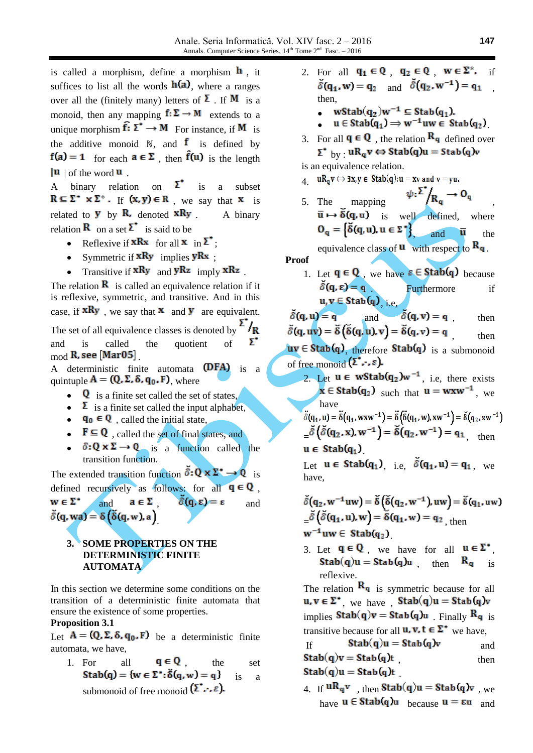is called a morphism, define a morphism $h$, it suffices to list all the words $h(a)$, where $a$ ranges over all the (finitely many) letters of $\Sigma$. If $M$ is a monoid, then any mapping $f:\Sigma \to M$ extends to a unique morphism $\hat{f}:\Sigma^* \to M$. For instance, if $M$ is the additive monoid $\mathbb{N}$, and $f$ is defined by $f(a)=1$ for each $a \in \Sigma$, then $\hat{f}(u)$ is the length $|u|$ of the word $u$.

A binary relation on $\Sigma^*$ is a subset $R \subseteq \Sigma^* \times \Sigma^*$. If $(x,y) \in R$, we say that $x$ is related to $y$ by $R$, denoted $xRy$. A binary relation $R$ on a set $\Sigma^*$ is said to be

- Reflexive if $xRx$ for all $x$ in $\Sigma^*$;
- Symmetric if $xRy$ implies $yRx$;
- Transitive if $xRy$ and $yRz$ imply $xRz$.

The relation $R$ is called an equivalence relation if it is reflexive, symmetric, and transitive. And in this case, if $xRy$, we say that $x$ and $y$ are equivalent. The set of all equivalence classes is denoted by $\Sigma^*/R$ and is called the quotient of $\Sigma^*$ mod $R$, see [Mar05].

A deterministic finite automata (DFA) is a quintuple $A=(Q,\Sigma,\delta,q_0,F)$, where

- $Q$ is a finite set called the set of states,
- $\Sigma$ is a finite set called the input alphabet,
- $q_0 \in Q$, called the initial state,
- $F \subseteq Q$, called the set of final states, and
- $\delta: Q \times \Sigma \to Q$ is a function called the transition function.

The extended transition function $\breve{\delta}: Q \times \Sigma^* \to Q$ is defined recursively as follows: for all $q \in Q$, $w \in \Sigma^*$ and $a \in \Sigma$, $\breve{\delta}(q,\varepsilon)=\varepsilon$ and $\breve{\delta}(q,wa)=\delta\left(\breve{\delta}(q,w),a\right)$.

## 3. SOME PROPERTIES ON THE DETERMINISTIC FINITE AUTOMATA

In this section we determine some conditions on the transition of a deterministic finite automata that ensure the existence of some properties.

**Proposition 3.1**

Let $A=(Q,\Sigma,\delta,q_0,F)$ be a deterministic finite automata, we have,

1. For all $q \in Q$, the set $Stab(q)=\{w \in \Sigma^*: \breve{\delta}(q,w)=q\}$ is a submonoid of free monoid $(\Sigma^*,\cdot,\varepsilon)$.
2. For all $q_1 \in Q$, $q_2 \in Q$, $w \in \Sigma^*$, if $\breve{\delta}(q_1,w)=q_2$ and $\breve{\delta}(q_2,w^{-1})=q_1$, then,
   - $wStab(q_2)w^{-1} \subseteq Stab(q_1)$.
   - $u \in Stab(q_1) \Rightarrow w^{-1}uw \in Stab(q_2)$.
3. For all $q \in Q$, the relation $R_q$ defined over $\Sigma^*$ by : $uR_qv \Leftrightarrow Stab(q)u = Stab(q)v$ is an equivalence relation.
4. $uR_qv \Leftrightarrow \exists x,y \in Stab(q): u = xv$ and $v = yu$.
5. The mapping $\psi: \Sigma^*/R_q \to O_q$, $\bar{u} \mapsto \breve{\delta}(q,u)$ is well defined, where $O_q=\{\breve{\delta}(q,u), u \in \Sigma^*\}$, and $\bar{u}$ the equivalence class of $u$ with respect to $R_q$.

**Proof**

1. Let $q \in Q$, we have $\varepsilon \in Stab(q)$ because $\breve{\delta}(q,\varepsilon)=q$. Furthermore if $u,v \in Stab(q)$, i.e, $\breve{\delta}(q,u)=q$ and $\breve{\delta}(q,v)=q$, then $\breve{\delta}(q,uv)=\breve{\delta}\left(\breve{\delta}(q,u),v\right)=\breve{\delta}(q,v)=q$, then $uv \in Stab(q)$, therefore $Stab(q)$ is a submonoid of free monoid $(\Sigma^*,\cdot,\varepsilon)$.
2. Let $u \in wStab(q_2)w^{-1}$, i.e, there exists $x \in Stab(q_2)$ such that $u = wxw^{-1}$, we have
   $\breve{\delta}(q_1,u)=\breve{\delta}(q_1,wxw^{-1})=\breve{\delta}\left(\breve{\delta}(q_1,w),xw^{-1}\right)=\breve{\delta}(q_2,xw^{-1})$
   $=\breve{\delta}\left(\breve{\delta}(q_2,x),w^{-1}\right)=\breve{\delta}(q_2,w^{-1})=q_1$, then $u \in Stab(q_1)$.

   Let $u \in Stab(q_1)$, i.e, $\breve{\delta}(q_1,u)=q_1$, we have,

   $\breve{\delta}(q_2,w^{-1}uw)=\breve{\delta}\left(\breve{\delta}(q_2,w^{-1}),uw\right)=\breve{\delta}(q_1,uw)$
   $=\breve{\delta}\left(\breve{\delta}(q_1,u),w\right)=\breve{\delta}(q_1,w)=q_2$, then $w^{-1}uw \in Stab(q_2)$.
3. Let $q \in Q$, we have for all $u \in \Sigma^*$, $Stab(q)u = Stab(q)u$, then $R_q$ is reflexive.

   The relation $R_q$ is symmetric because for all $u,v \in \Sigma^*$, we have, $Stab(q)u = Stab(q)v$ implies $Stab(q)v = Stab(q)u$. Finally $R_q$ is transitive because for all $u,v,t \in \Sigma^*$ we have,

   If $Stab(q)u = Stab(q)v$ and $Stab(q)v = Stab(q)t$, then $Stab(q)u = Stab(q)t$.
4. If $uR_qv$, then $Stab(q)u = Stab(q)v$, we have $u \in Stab(q)u$ because $u = \varepsilon u$ and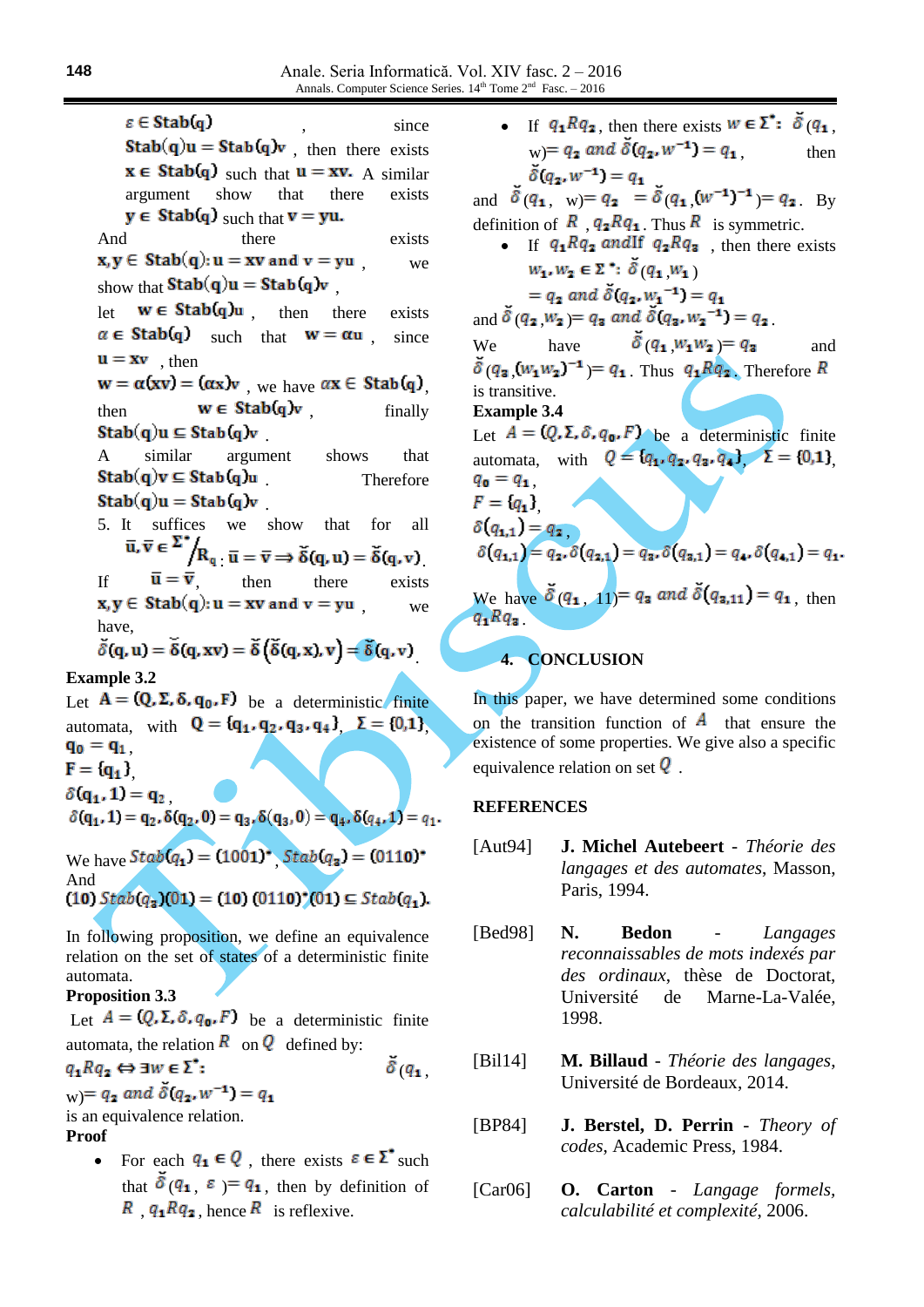$\varepsilon \in \mathrm{Stab}(q)$, since $\mathrm{Stab}(q)u = \mathrm{Stab}(q)v$, then there exists $x \in \mathrm{Stab}(q)$ such that $u = xv$. A similar argument show that there exists $y \in \mathrm{Stab}(q)$ such that $v = yu$.

And there exists $x, y \in \mathrm{Stab}(q): u = xv$ and $v = yu$, we show that $\mathrm{Stab}(q)u = \mathrm{Stab}(q)v$,

let $w \in \mathrm{Stab}(q)u$, then there exists $\alpha \in \mathrm{Stab}(q)$ such that $w = \alpha u$, since $u = xv$, then $w = \alpha(xv) = (\alpha x)v$, we have $\alpha x \in \mathrm{Stab}(q)$, then $w \in \mathrm{Stab}(q)v$, finally $\mathrm{Stab}(q)u \subseteq \mathrm{Stab}(q)v$.

A similar argument shows that $\mathrm{Stab}(q)v \subseteq \mathrm{Stab}(q)u$. Therefore $\mathrm{Stab}(q)u = \mathrm{Stab}(q)v$.

5. It suffices we show that for all $\bar{u}, \bar{v} \in \Sigma^*/R_q : \bar{u} = \bar{v} \Rightarrow \breve{\delta}(q, u) = \breve{\delta}(q, v)$.

If $\bar{u} = \bar{v}$, then there exists $x, y \in \mathrm{Stab}(q): u = xv$ and $v = yu$, we have,

$\breve{\delta}(q, u) = \breve{\delta}(q, xv) = \breve{\delta}\left(\breve{\delta}(q, x), v\right) = \breve{\delta}(q, v)$.

**Example 3.2**

Let $A = (Q, \Sigma, \delta, q_0, F)$ be a deterministic finite automata, with $Q = \{q_1, q_2, q_3, q_4\}$, $\Sigma = \{0,1\}$, $q_0 = q_1$,

$F = \{q_1\}$,

$\delta(q_1, 1) = q_2$,

$\delta(q_1, 1) = q_2, \delta(q_2, 0) = q_3, \delta(q_3, 0) = q_4, \delta(q_4, 1) = q_1$.

We have $Stab(q_1) = (1001)^*$, $Stab(q_3) = (0110)^*$

And

$(10)\,Stab(q_3)(01) = (10)\,(0110)^*(01) \subseteq Stab(q_1)$.

In following proposition, we define an equivalence relation on the set of states of a deterministic finite automata.

**Proposition 3.3**

Let $A = (Q, \Sigma, \delta, q_0, F)$ be a deterministic finite automata, the relation $R$ on $Q$ defined by:

$q_1 R q_2 \Leftrightarrow \exists w \in \Sigma^*: \breve{\delta}(q_1, w) = q_2$ and $\breve{\delta}(q_2, w^{-1}) = q_1$

is an equivalence relation.

**Proof**

- For each $q_1 \in Q$, there exists $\varepsilon \in \Sigma^*$ such that $\breve{\delta}(q_1, \varepsilon) = q_1$, then by definition of $R$, $q_1 R q_2$, hence $R$ is reflexive.
- If $q_1 R q_2$, then there exists $w \in \Sigma^*$: $\breve{\delta}(q_1, w) = q_2$ and $\breve{\delta}(q_2, w^{-1}) = q_1$, then $\breve{\delta}(q_2, w^{-1}) = q_1$

and $\breve{\delta}(q_1, w) = q_2 = \breve{\delta}(q_1, (w^{-1})^{-1}) = q_2$. By definition of $R$, $q_2 R q_1$. Thus $R$ is symmetric.

- If $q_1 R q_2$ andIf $q_2 R q_3$, then there exists $w_1, w_2 \in \Sigma^*$: $\breve{\delta}(q_1, w_1) = q_2$ and $\breve{\delta}(q_2, w_1^{-1}) = q_1$

and $\breve{\delta}(q_2, w_2) = q_3$ and $\breve{\delta}(q_3, w_2^{-1}) = q_2$.

We have $\breve{\delta}(q_1, w_1 w_2) = q_3$ and $\breve{\delta}(q_3, (w_1 w_2)^{-1}) = q_1$. Thus $q_1 R q_3$. Therefore $R$ is transitive.

**Example 3.4**

Let $A = (Q, \Sigma, \delta, q_0, F)$ be a deterministic finite automata, with $Q = \{q_1, q_2, q_3, q_4\}$, $\Sigma = \{0,1\}$, $q_0 = q_1$,

$F = \{q_1\}$,

$\delta(q_{1,1}) = q_2$,

$\delta(q_{1,1}) = q_2, \delta(q_{2,1}) = q_3, \delta(q_{3,1}) = q_4, \delta(q_{4,1}) = q_1$.

We have $\breve{\delta}(q_1, 11) = q_3$ and $\breve{\delta}(q_{3,11}) = q_1$, then $q_1 R q_3$.

## 4. CONCLUSION

In this paper, we have determined some conditions on the transition function of $A$ that ensure the existence of some properties. We give also a specific equivalence relation on set $Q$.

## REFERENCES

[Aut94] **J. Michel Autebeert** - *Théorie des langages et des automates*, Masson, Paris, 1994.

[Bed98] **N. Bedon** - *Langages reconnaissables de mots indexés par des ordinaux*, thèse de Doctorat, Université de Marne-La-Valée, 1998.

[Bil14] **M. Billaud** - *Théorie des langages*, Université de Bordeaux, 2014.

[BP84] **J. Berstel, D. Perrin** - *Theory of codes*, Academic Press, 1984.

[Car06] **O. Carton** - *Langage formels, calculabilité et complexité*, 2006.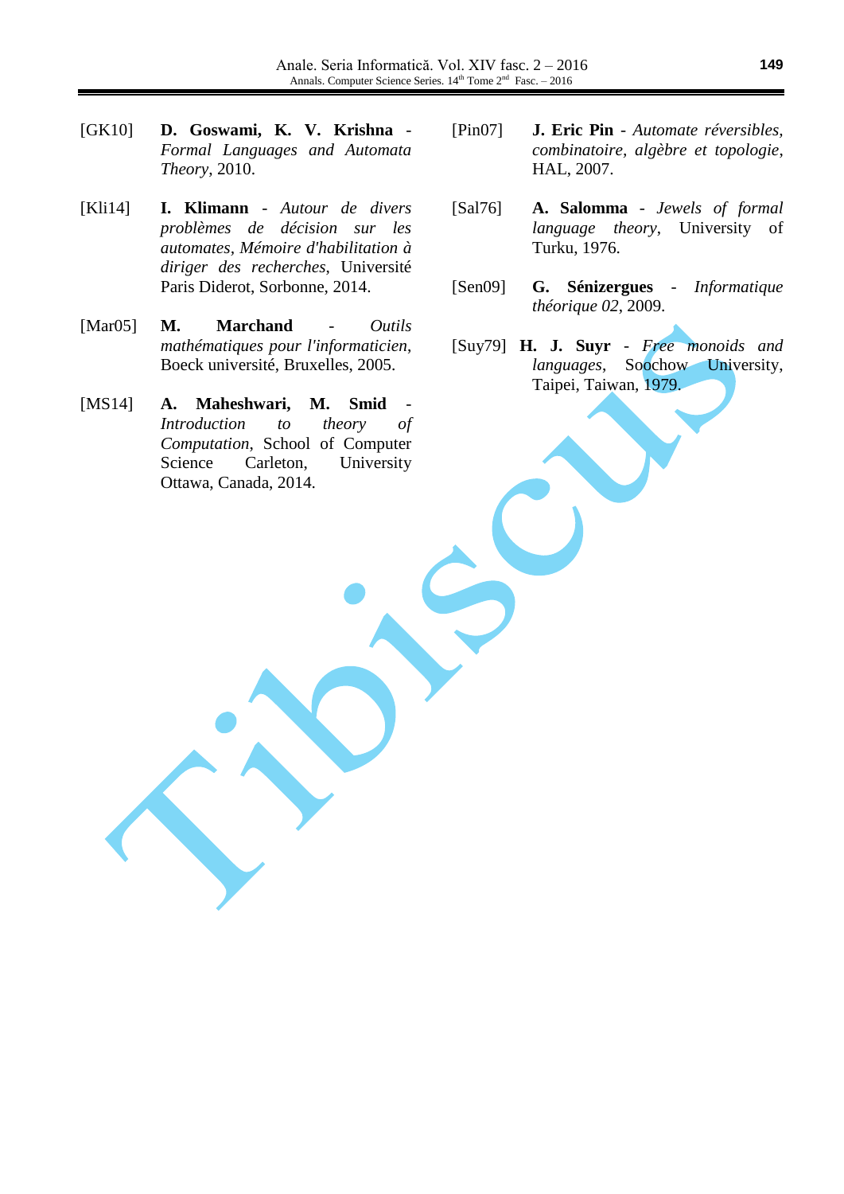[GK10] **D. Goswami, K. V. Krishna** - *Formal Languages and Automata Theory*, 2010.

[Kli14] **I. Klimann** - *Autour de divers problèmes de décision sur les automates, Mémoire d'habilitation à diriger des recherches*, Université Paris Diderot, Sorbonne, 2014.

[Mar05] **M. Marchand** - *Outils mathématiques pour l'informaticien*, Boeck université, Bruxelles, 2005.

[MS14] **A. Maheshwari, M. Smid** - *Introduction to theory of Computation*, School of Computer Science Carleton, University Ottawa, Canada, 2014.

[Pin07] **J. Eric Pin** - *Automate réversibles, combinatoire, algèbre et topologie*, HAL, 2007.

[Sal76] **A. Salomma** - *Jewels of formal language theory*, University of Turku, 1976.

[Sen09] **G. Sénizergues** - *Informatique théorique 02*, 2009.

[Suy79] **H. J. Suyr** - *Free monoids and languages*, Soochow University, Taipei, Taiwan, 1979.